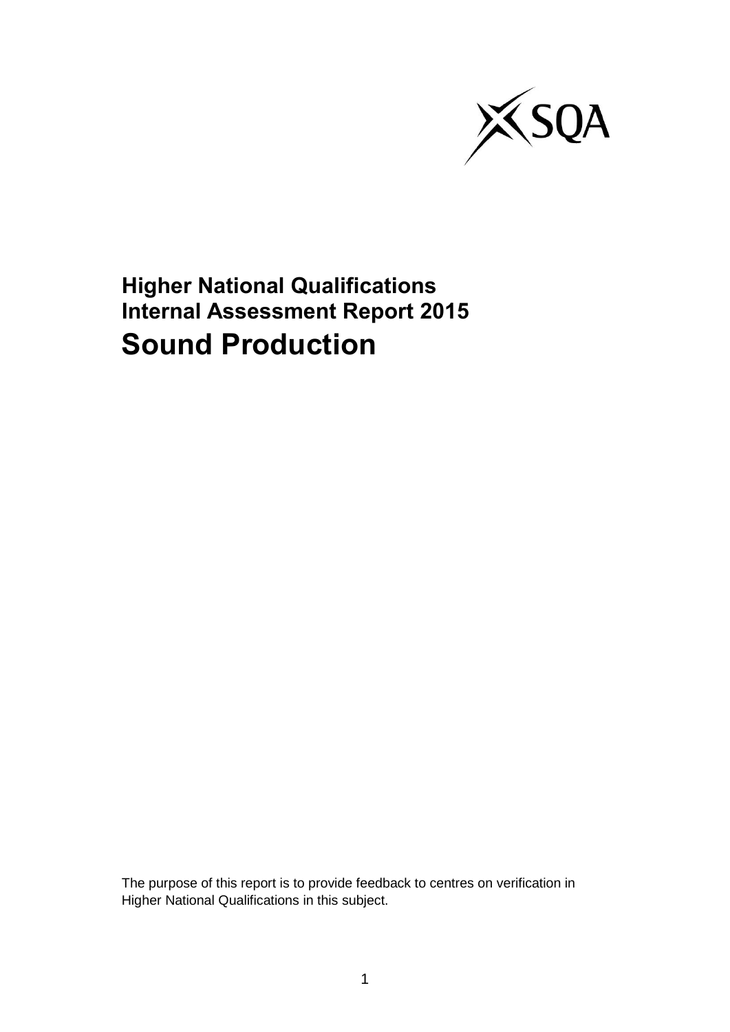# Higher National Qualifications Internal Assessment Report 2015

# Sound Production

The purpose of this report is to provide feedback to centres on verification in Higher National Qualifications in this subject.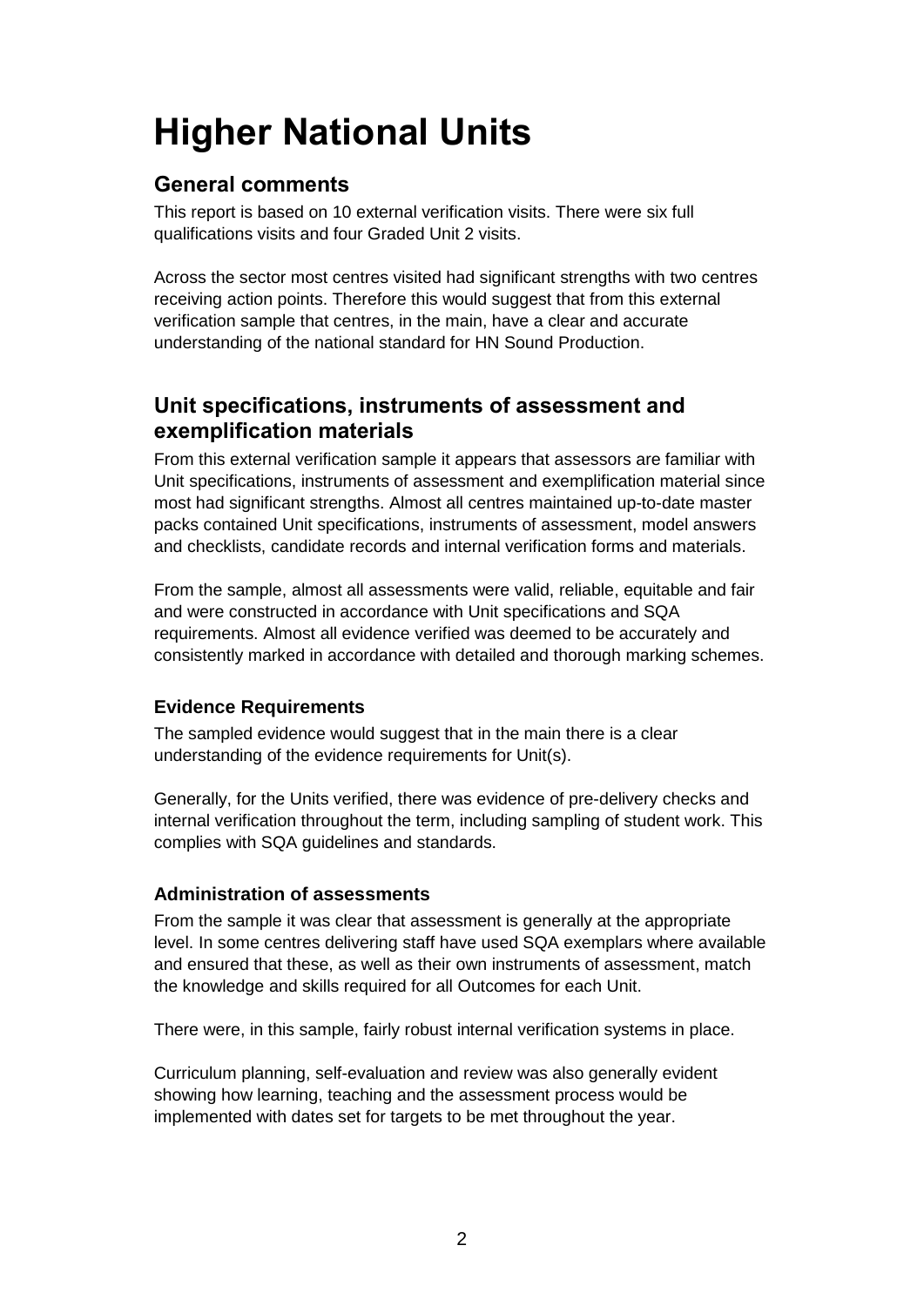# Higher National Units

## General comments

This report is based on 10 external verification visits. There were six full qualifications visits and four Graded Unit 2 visits.

Across the sector most centres visited had significant strengths with two centres receiving action points. Therefore this would suggest that from this external verification sample that centres, in the main, have a clear and accurate understanding of the national standard for HN Sound Production.

## Unit specifications, instruments of assessment and exemplification materials

From this external verification sample it appears that assessors are familiar with Unit specifications, instruments of assessment and exemplification material since most had significant strengths. Almost all centres maintained up-to-date master packs contained Unit specifications, instruments of assessment, model answers and checklists, candidate records and internal verification forms and materials.

From the sample, almost all assessments were valid, reliable, equitable and fair and were constructed in accordance with Unit specifications and SQA requirements. Almost all evidence verified was deemed to be accurately and consistently marked in accordance with detailed and thorough marking schemes.

### Evidence Requirements

The sampled evidence would suggest that in the main there is a clear understanding of the evidence requirements for Unit(s).

Generally, for the Units verified, there was evidence of pre-delivery checks and internal verification throughout the term, including sampling of student work. This complies with SQA guidelines and standards.

### Administration of assessments

From the sample it was clear that assessment is generally at the appropriate level. In some centres delivering staff have used SQA exemplars where available and ensured that these, as well as their own instruments of assessment, match the knowledge and skills required for all Outcomes for each Unit.

There were, in this sample, fairly robust internal verification systems in place.

Curriculum planning, self-evaluation and review was also generally evident showing how learning, teaching and the assessment process would be implemented with dates set for targets to be met throughout the year.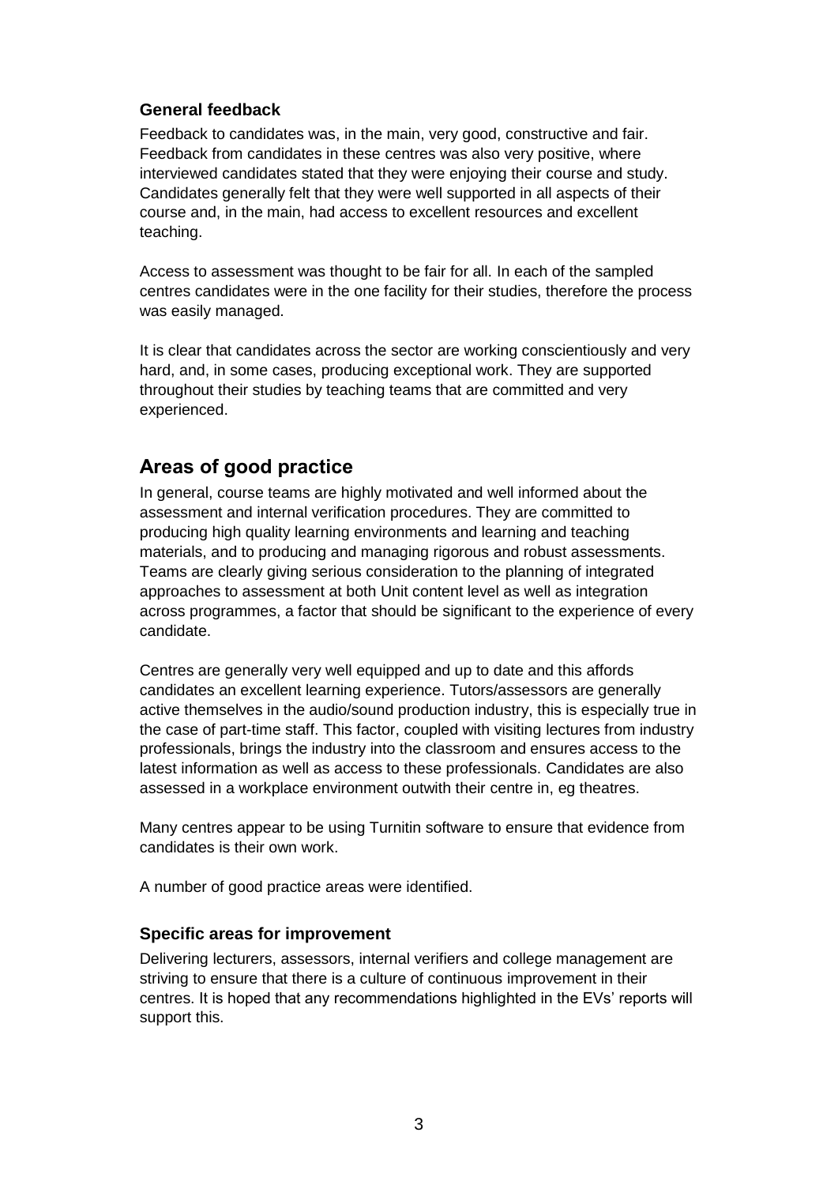### General feedback

Feedback to candidates was, in the main, very good, constructive and fair. Feedback from candidates in these centres was also very positive, where interviewed candidates stated that they were enjoying their course and study. Candidates generally felt that they were well supported in all aspects of their course and, in the main, had access to excellent resources and excellent teaching.

Access to assessment was thought to be fair for all. In each of the sampled centres candidates were in the one facility for their studies, therefore the process was easily managed.

It is clear that candidates across the sector are working conscientiously and very hard, and, in some cases, producing exceptional work. They are supported throughout their studies by teaching teams that are committed and very experienced.

## Areas of good practice

In general, course teams are highly motivated and well informed about the assessment and internal verification procedures. They are committed to producing high quality learning environments and learning and teaching materials, and to producing and managing rigorous and robust assessments. Teams are clearly giving serious consideration to the planning of integrated approaches to assessment at both Unit content level as well as integration across programmes, a factor that should be significant to the experience of every candidate.

Centres are generally very well equipped and up to date and this affords candidates an excellent learning experience. Tutors/assessors are generally active themselves in the audio/sound production industry, this is especially true in the case of part-time staff. This factor, coupled with visiting lectures from industry professionals, brings the industry into the classroom and ensures access to the latest information as well as access to these professionals. Candidates are also assessed in a workplace environment outwith their centre in, eg theatres.

Many centres appear to be using Turnitin software to ensure that evidence from candidates is their own work.

A number of good practice areas were identified.

### Specific areas for improvement

Delivering lecturers, assessors, internal verifiers and college management are striving to ensure that there is a culture of continuous improvement in their centres. It is hoped that any recommendations highlighted in the EVs' reports will support this.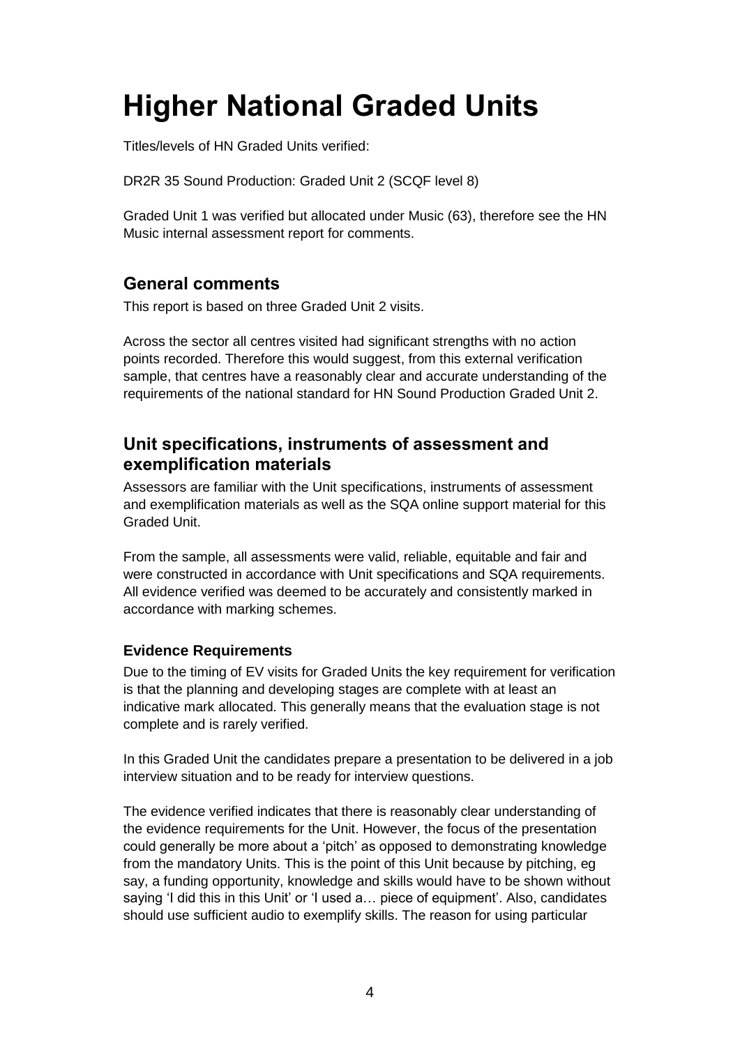# Higher National Graded Units

Titles/levels of HN Graded Units verified:

DR2R 35 Sound Production: Graded Unit 2 (SCQF level 8)

Graded Unit 1 was verified but allocated under Music (63), therefore see the HN Music internal assessment report for comments.

## General comments

This report is based on three Graded Unit 2 visits.

Across the sector all centres visited had significant strengths with no action points recorded. Therefore this would suggest, from this external verification sample, that centres have a reasonably clear and accurate understanding of the requirements of the national standard for HN Sound Production Graded Unit 2.

## Unit specifications, instruments of assessment and exemplification materials

Assessors are familiar with the Unit specifications, instruments of assessment and exemplification materials as well as the SQA online support material for this Graded Unit.

From the sample, all assessments were valid, reliable, equitable and fair and were constructed in accordance with Unit specifications and SQA requirements. All evidence verified was deemed to be accurately and consistently marked in accordance with marking schemes.

### Evidence Requirements

Due to the timing of EV visits for Graded Units the key requirement for verification is that the planning and developing stages are complete with at least an indicative mark allocated. This generally means that the evaluation stage is not complete and is rarely verified.

In this Graded Unit the candidates prepare a presentation to be delivered in a job interview situation and to be ready for interview questions.

The evidence verified indicates that there is reasonably clear understanding of the evidence requirements for the Unit. However, the focus of the presentation could generally be more about a 'pitch' as opposed to demonstrating knowledge from the mandatory Units. This is the point of this Unit because by pitching, eg say, a funding opportunity, knowledge and skills would have to be shown without saying 'I did this in this Unit' or 'I used a… piece of equipment'. Also, candidates should use sufficient audio to exemplify skills. The reason for using particular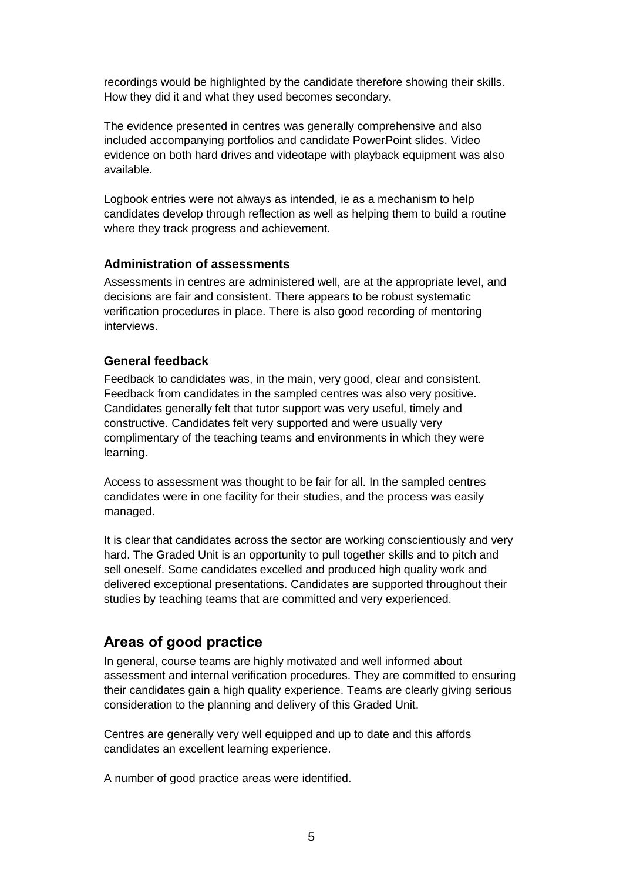recordings would be highlighted by the candidate therefore showing their skills. How they did it and what they used becomes secondary.

The evidence presented in centres was generally comprehensive and also included accompanying portfolios and candidate PowerPoint slides. Video evidence on both hard drives and videotape with playback equipment was also available.

Logbook entries were not always as intended, ie as a mechanism to help candidates develop through reflection as well as helping them to build a routine where they track progress and achievement.

### Administration of assessments

Assessments in centres are administered well, are at the appropriate level, and decisions are fair and consistent. There appears to be robust systematic verification procedures in place. There is also good recording of mentoring interviews.

### General feedback

Feedback to candidates was, in the main, very good, clear and consistent. Feedback from candidates in the sampled centres was also very positive. Candidates generally felt that tutor support was very useful, timely and constructive. Candidates felt very supported and were usually very complimentary of the teaching teams and environments in which they were learning.

Access to assessment was thought to be fair for all. In the sampled centres candidates were in one facility for their studies, and the process was easily managed.

It is clear that candidates across the sector are working conscientiously and very hard. The Graded Unit is an opportunity to pull together skills and to pitch and sell oneself. Some candidates excelled and produced high quality work and delivered exceptional presentations. Candidates are supported throughout their studies by teaching teams that are committed and very experienced.

## Areas of good practice

In general, course teams are highly motivated and well informed about assessment and internal verification procedures. They are committed to ensuring their candidates gain a high quality experience. Teams are clearly giving serious consideration to the planning and delivery of this Graded Unit.

Centres are generally very well equipped and up to date and this affords candidates an excellent learning experience.

A number of good practice areas were identified.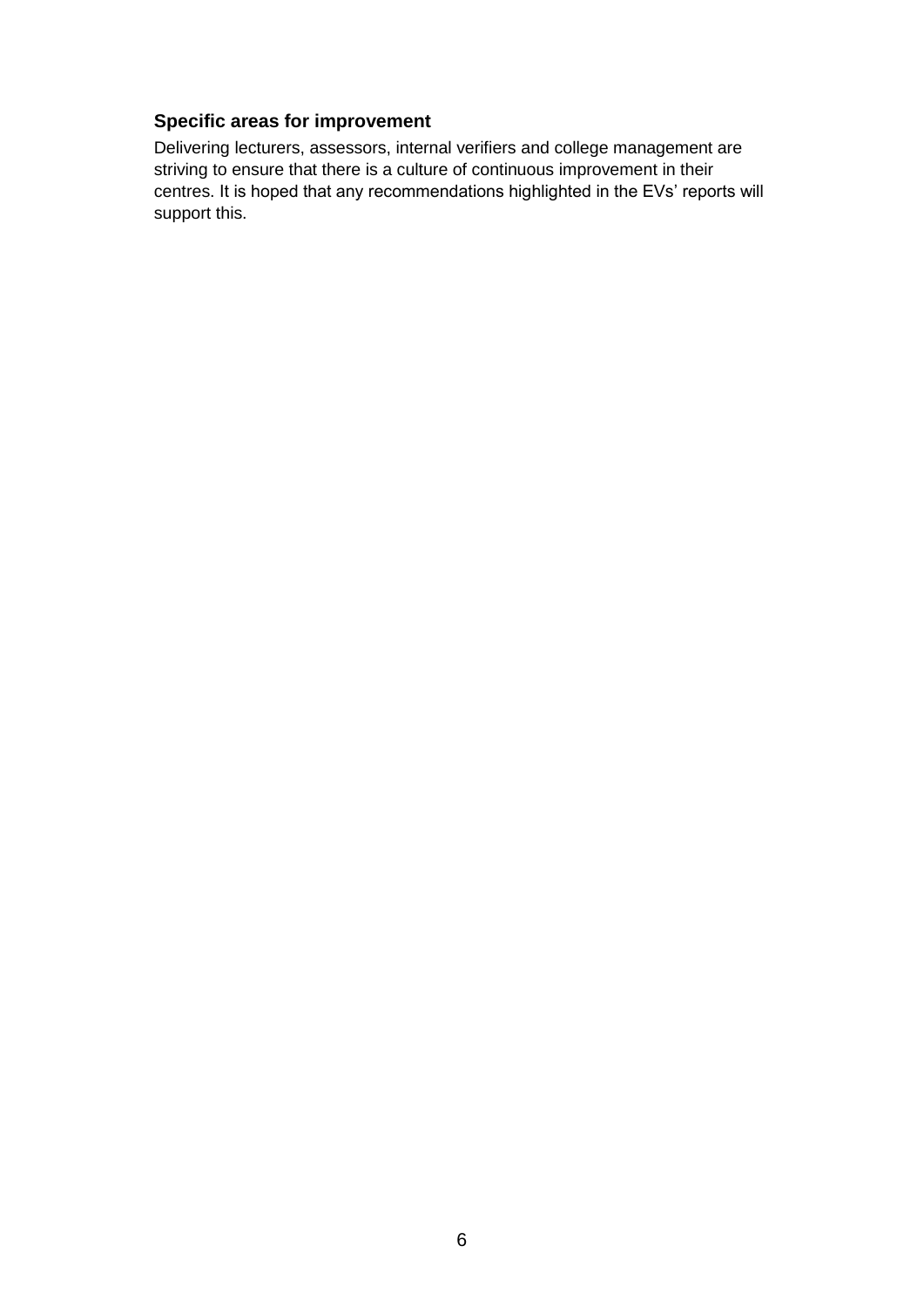### Specific areas for improvement

Delivering lecturers, assessors, internal verifiers and college management are striving to ensure that there is a culture of continuous improvement in their centres. It is hoped that any recommendations highlighted in the EVs' reports will support this.